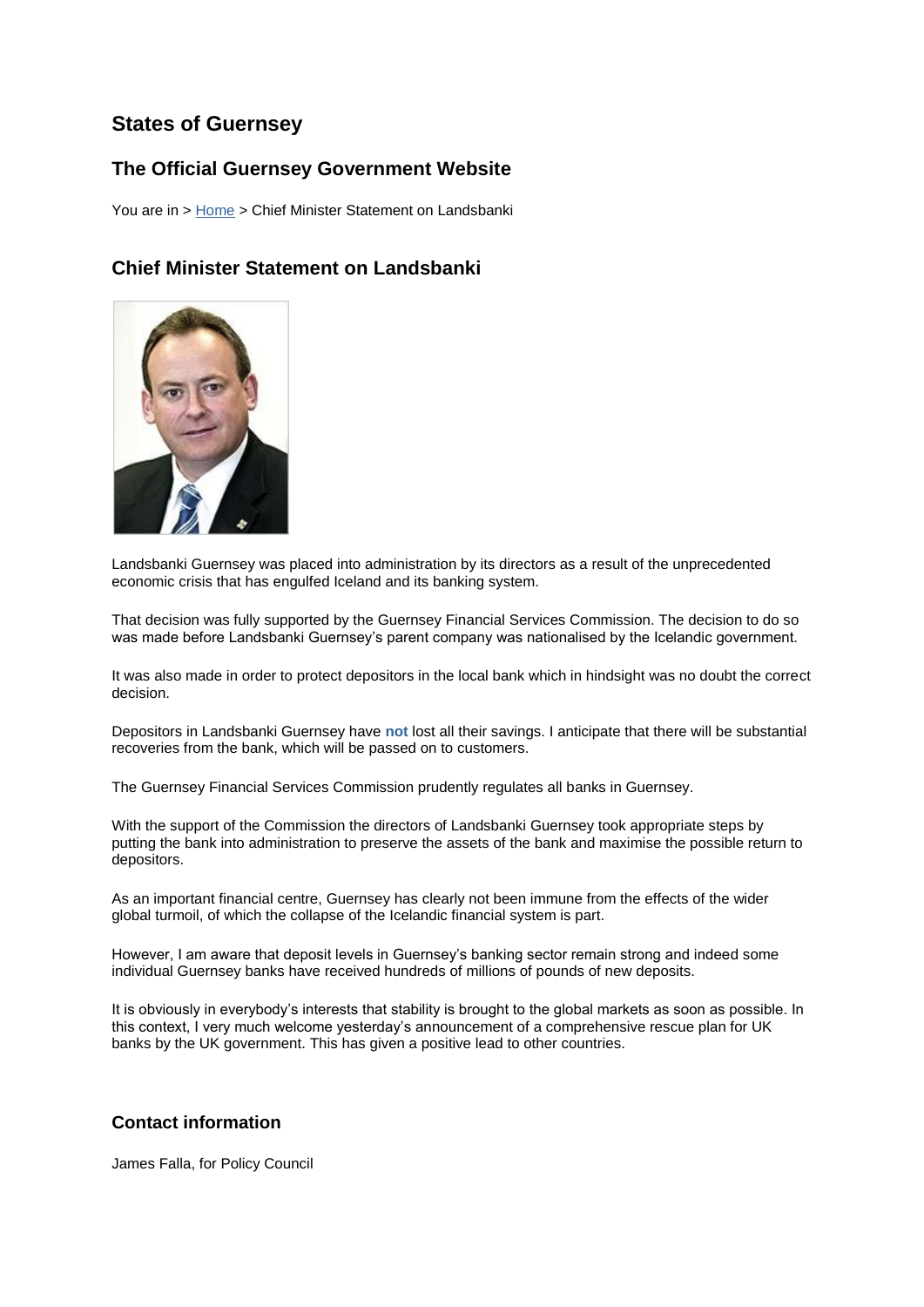# States of Guernsey

## The Official Guernsey Government Website

You are in > Home > Chief Minister Statement on Landsbanki

## Chief Minister Statement on Landsbanki

Landsbanki Guernsey was placed into administration by its directors as a result of the unprecedented economic crisis that has engulfed Iceland and its banking system.

That decision was fully supported by the Guernsey Financial Services Commission. The decision to do so was made before Landsbanki Guernsey's parent company was nationalised by the Icelandic government.

It was also made in order to protect depositors in the local bank which in hindsight was no doubt the correct decision.

Depositors in Landsbanki Guernsey have **not** lost all their savings. I anticipate that there will be substantial recoveries from the bank, which will be passed on to customers.

The Guernsey Financial Services Commission prudently regulates all banks in Guernsey.

With the support of the Commission the directors of Landsbanki Guernsey took appropriate steps by putting the bank into administration to preserve the assets of the bank and maximise the possible return to depositors.

As an important financial centre, Guernsey has clearly not been immune from the effects of the wider global turmoil, of which the collapse of the Icelandic financial system is part.

However, I am aware that deposit levels in Guernsey's banking sector remain strong and indeed some individual Guernsey banks have received hundreds of millions of pounds of new deposits.

It is obviously in everybody's interests that stability is brought to the global markets as soon as possible. In this context, I very much welcome yesterday's announcement of a comprehensive rescue plan for UK banks by the UK government. This has given a positive lead to other countries.

## Contact information

James Falla, for Policy Council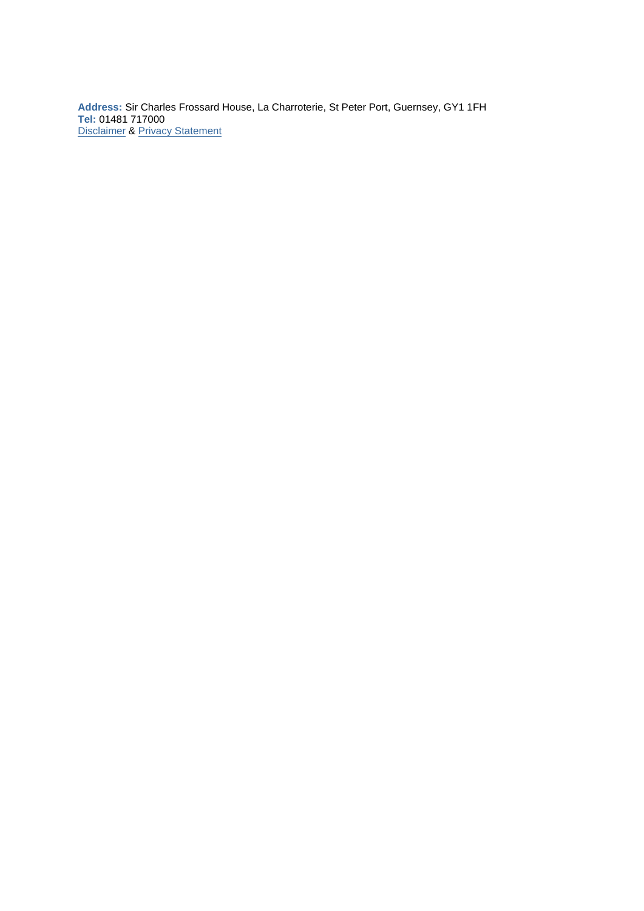**Address:** Sir Charles Frossard House, La Charroterie, St Peter Port, Guernsey, GY1 1FH
**Tel:** 01481 717000
Disclaimer & Privacy Statement